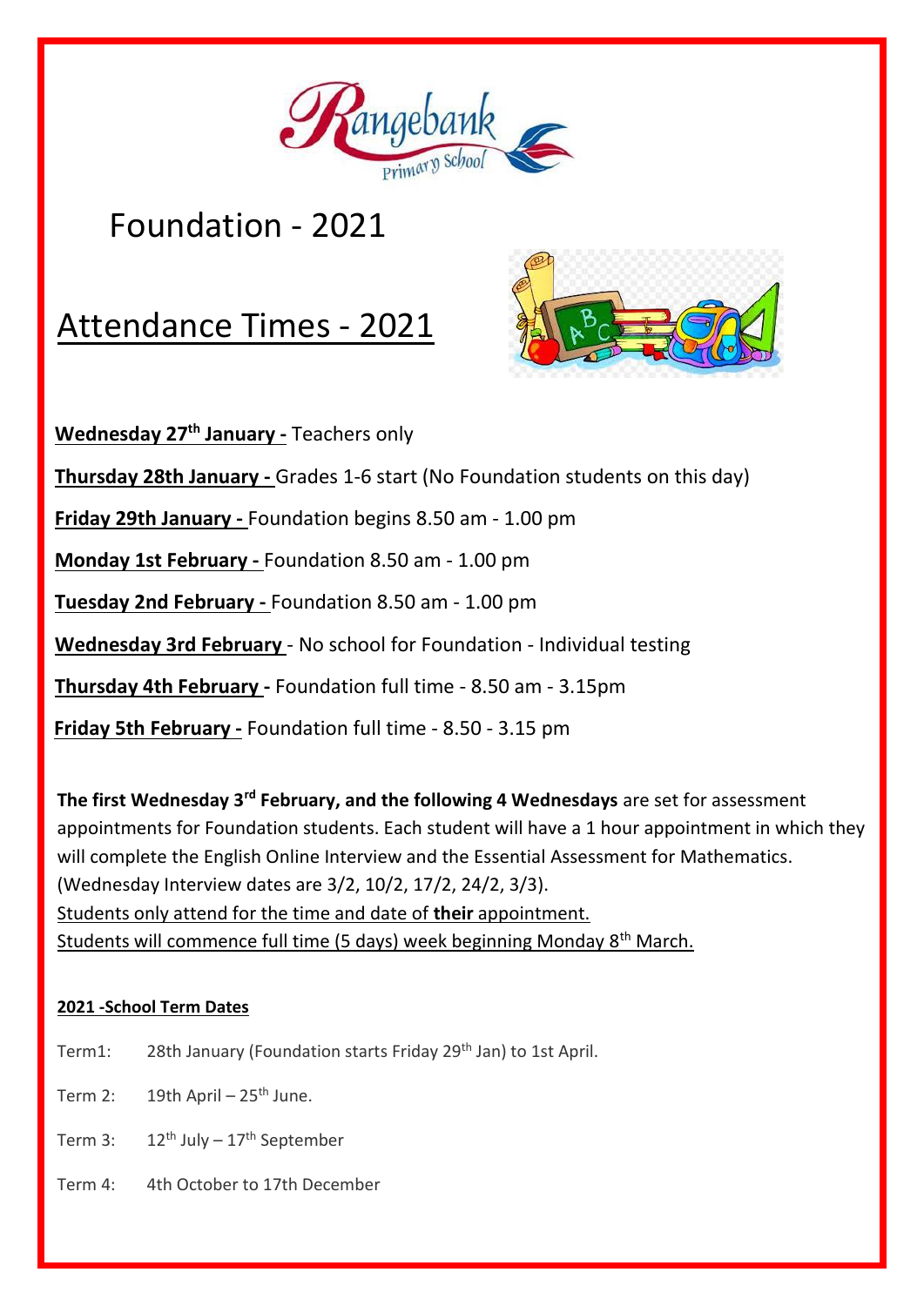Rangebank Primary School

# Foundation - 2021

## Attendance Times - 2021

**Wednesday 27th January -** Teachers only

**Thursday 28th January -** Grades 1-6 start (No Foundation students on this day)

**Friday 29th January -** Foundation begins 8.50 am - 1.00 pm

**Monday 1st February -** Foundation 8.50 am - 1.00 pm

**Tuesday 2nd February -** Foundation 8.50 am - 1.00 pm

**Wednesday 3rd February** - No school for Foundation - Individual testing

**Thursday 4th February -** Foundation full time - 8.50 am - 3.15pm

**Friday 5th February -** Foundation full time - 8.50 - 3.15 pm

**The first Wednesday 3rd February, and the following 4 Wednesdays** are set for assessment appointments for Foundation students. Each student will have a 1 hour appointment in which they will complete the English Online Interview and the Essential Assessment for Mathematics. (Wednesday Interview dates are 3/2, 10/2, 17/2, 24/2, 3/3).
Students only attend for the time and date of **their** appointment.
Students will commence full time (5 days) week beginning Monday 8th March.

**2021 -School Term Dates**

Term1: 28th January (Foundation starts Friday 29th Jan) to 1st April.

Term 2: 19th April – 25th June.

Term 3: 12th July – 17th September

Term 4: 4th October to 17th December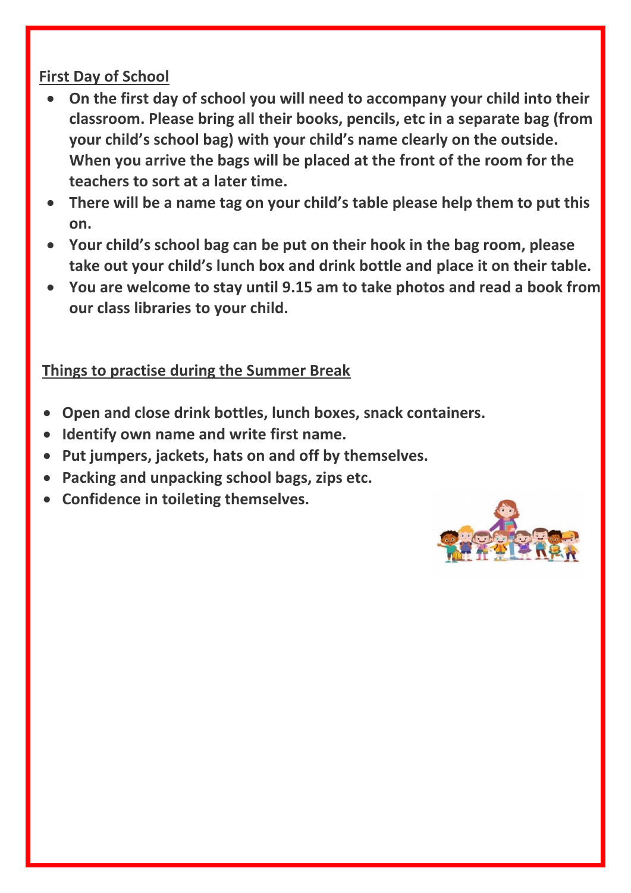## First Day of School

- **On the first day of school you will need to accompany your child into their classroom. Please bring all their books, pencils, etc in a separate bag (from your child's school bag) with your child's name clearly on the outside. When you arrive the bags will be placed at the front of the room for the teachers to sort at a later time.**
- **There will be a name tag on your child's table please help them to put this on.**
- **Your child's school bag can be put on their hook in the bag room, please take out your child's lunch box and drink bottle and place it on their table.**
- **You are welcome to stay until 9.15 am to take photos and read a book from our class libraries to your child.**

## Things to practise during the Summer Break

- **Open and close drink bottles, lunch boxes, snack containers.**
- **Identify own name and write first name.**
- **Put jumpers, jackets, hats on and off by themselves.**
- **Packing and unpacking school bags, zips etc.**
- **Confidence in toileting themselves.**